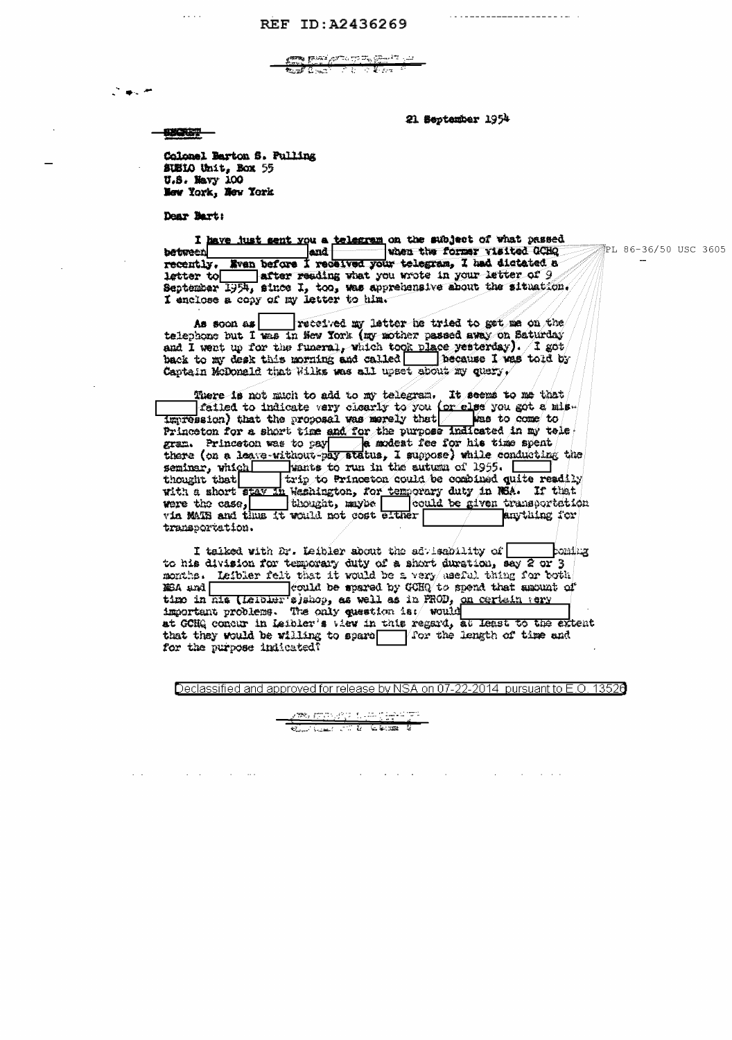REF ID:A2436269

21 September 1954

SECRET

Colonel Barton S. Pulling
SUSLO Unit, Box 55
U.S. Navy 100
New York, New York

Dear Bart:

I have just sent you a telegram on the subject of what passed between [ ] and [ ] when the former visited GCHQ recently. Even before I received your telegram, I had dictated a letter to [ ] after reading what you wrote in your letter of 9 September 1954, since I, too, was apprehensive about the situation. I enclose a copy of my letter to him.

PL 86-36/50 USC 3605

As soon as [ ] received my letter he tried to get me on the telephone but I was in New York (my mother passed away on Saturday and I went up for the funeral, which took place yesterday). I got back to my desk this morning and called [ ] because I was told by Captain McDonald that Wilks was all upset about my query.

There is not much to add to my telegram. It seems to me that [ ] failed to indicate very clearly to you (or else you got a misimpression) that the proposal was merely that [ ] was to come to Princeton for a short time and for the purpose indicated in my telegram. Princeton was to pay [ ] a modest fee for his time spent there (on a leave-without-pay status, I suppose) while conducting the seminar, which [ ] wants to run in the autumn of 1955. [ ] thought that [ ] trip to Princeton could be combined quite readily with a short stay in Washington, for temporary duty in NSA. If that were the case, [ ] thought, maybe [ ] could be given transportation via MATS and thus it would not cost either [ ] anything for transportation.

I talked with Dr. Leibler about the advisability of [ ] coming to his division for temporary duty of a short duration, say 2 or 3 months. Leibler felt that it would be a very useful thing for both NSA and [ ] could be spared by GCHQ to spend that amount of time in his (Leibler's)shop, as well as in PROD, on certain very important problems. The only question is: would [ ] at GCHQ concur in Leibler's view in this regard, at least to the extent that they would be willing to spare [ ] for the length of time and for the purpose indicated?

Declassified and approved for release by NSA on 07-22-2014 pursuant to E.O. 13526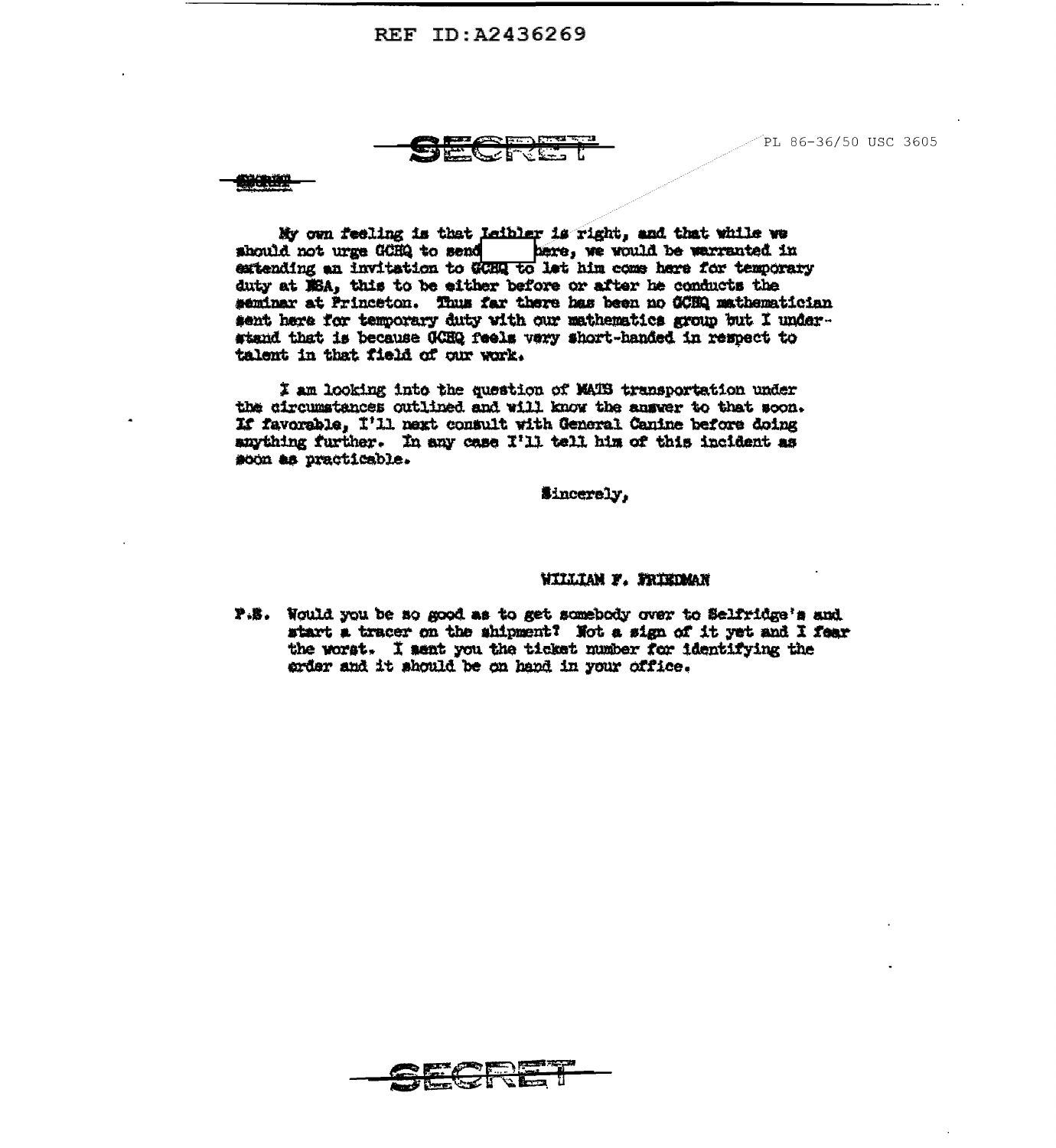SECRET

PL 86-36/50 USC 3605

My own feeling is that Leibler is right, and that while we should not urge GCHQ to send [redacted] here, we would be warranted in extending an invitation to GCHQ to let him come here for temporary duty at NSA, this to be either before or after he conducts the seminar at Princeton. Thus far there has been no GCHQ mathematician sent here for temporary duty with our mathematics group but I understand that is because GCHQ feels very short-handed in respect to talent in that field of our work.

I am looking into the question of MATS transportation under the circumstances outlined and will know the answer to that soon. If favorable, I'll next consult with General Canine before doing anything further. In any case I'll tell him of this incident as soon as practicable.

Sincerely,

WILLIAM F. FRIEDMAN

P.S. Would you be so good as to get somebody over to Selfridge's and start a tracer on the shipment? Not a sign of it yet and I fear the worst. I sent you the ticket number for identifying the order and it should be on hand in your office.

SECRET